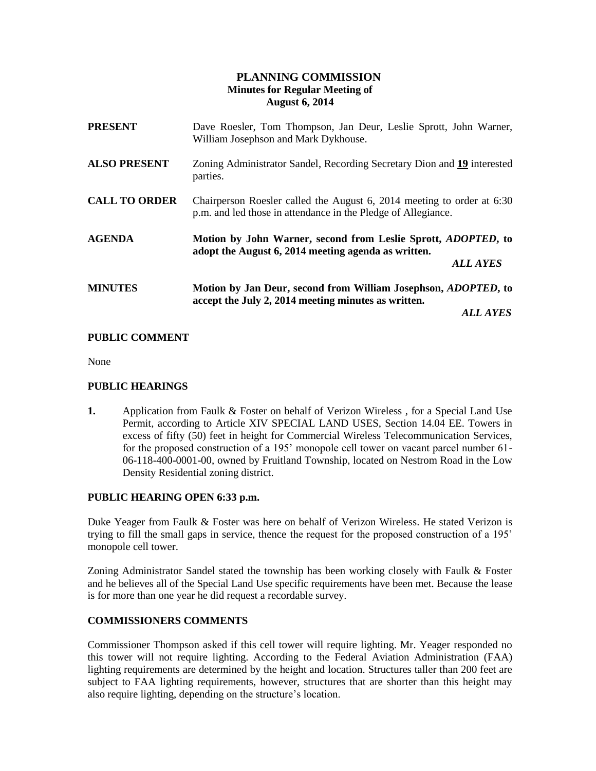# PLANNING COMMISSION
## Minutes for Regular Meeting of
## August 6, 2014

**PRESENT** Dave Roesler, Tom Thompson, Jan Deur, Leslie Sprott, John Warner, William Josephson and Mark Dykhouse.

**ALSO PRESENT** Zoning Administrator Sandel, Recording Secretary Dion and **19** interested parties.

**CALL TO ORDER** Chairperson Roesler called the August 6, 2014 meeting to order at 6:30 p.m. and led those in attendance in the Pledge of Allegiance.

**AGENDA** **Motion by John Warner, second from Leslie Sprott, *ADOPTED*, to adopt the August 6, 2014 meeting agenda as written.**

***ALL AYES***

**MINUTES** **Motion by Jan Deur, second from William Josephson, *ADOPTED*, to accept the July 2, 2014 meeting minutes as written.**

***ALL AYES***

### PUBLIC COMMENT

None

### PUBLIC HEARINGS

**1.** Application from Faulk & Foster on behalf of Verizon Wireless , for a Special Land Use Permit, according to Article XIV SPECIAL LAND USES, Section 14.04 EE. Towers in excess of fifty (50) feet in height for Commercial Wireless Telecommunication Services, for the proposed construction of a 195' monopole cell tower on vacant parcel number 61-06-118-400-0001-00, owned by Fruitland Township, located on Nestrom Road in the Low Density Residential zoning district.

### PUBLIC HEARING OPEN 6:33 p.m.

Duke Yeager from Faulk & Foster was here on behalf of Verizon Wireless. He stated Verizon is trying to fill the small gaps in service, thence the request for the proposed construction of a 195' monopole cell tower.

Zoning Administrator Sandel stated the township has been working closely with Faulk & Foster and he believes all of the Special Land Use specific requirements have been met. Because the lease is for more than one year he did request a recordable survey.

### COMMISSIONERS COMMENTS

Commissioner Thompson asked if this cell tower will require lighting. Mr. Yeager responded no this tower will not require lighting. According to the Federal Aviation Administration (FAA) lighting requirements are determined by the height and location. Structures taller than 200 feet are subject to FAA lighting requirements, however, structures that are shorter than this height may also require lighting, depending on the structure's location.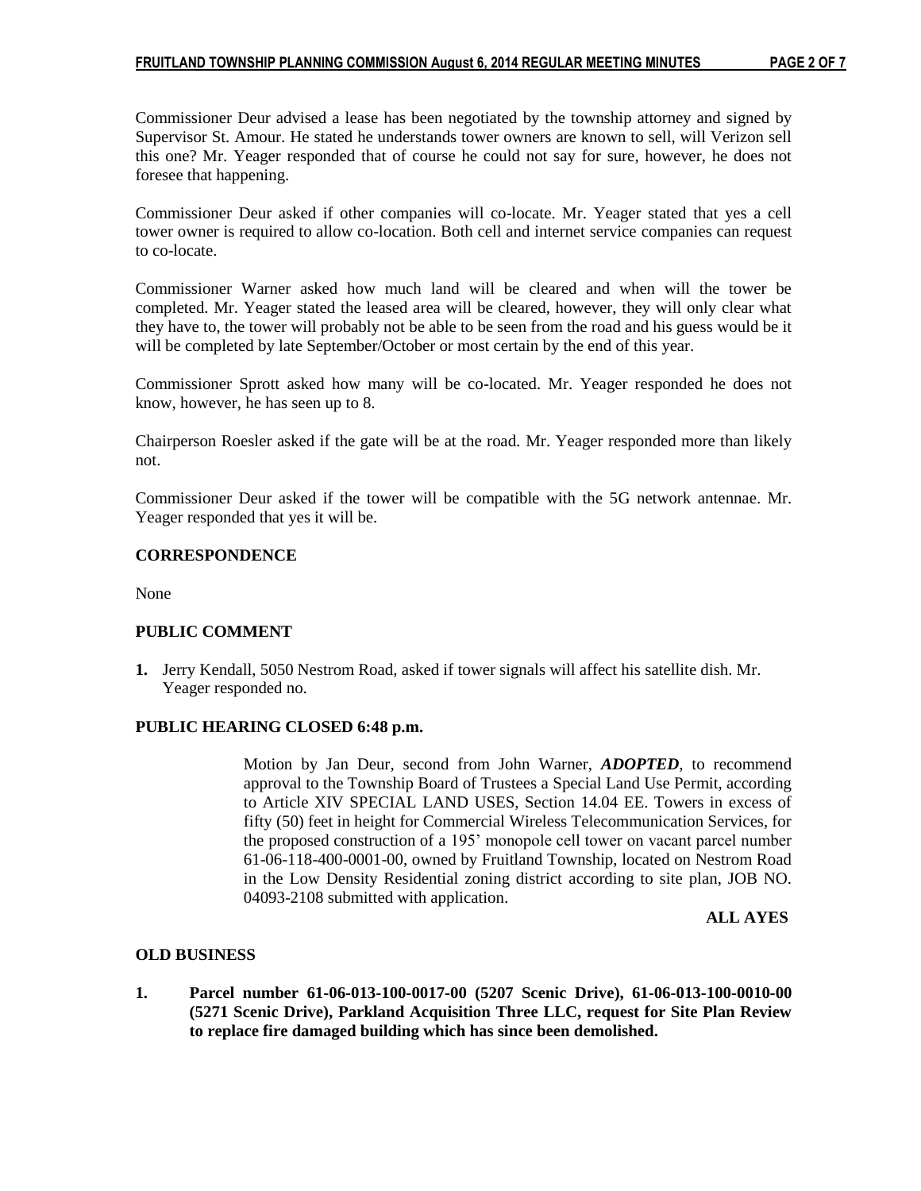Commissioner Deur advised a lease has been negotiated by the township attorney and signed by Supervisor St. Amour. He stated he understands tower owners are known to sell, will Verizon sell this one? Mr. Yeager responded that of course he could not say for sure, however, he does not foresee that happening.

Commissioner Deur asked if other companies will co-locate. Mr. Yeager stated that yes a cell tower owner is required to allow co-location. Both cell and internet service companies can request to co-locate.

Commissioner Warner asked how much land will be cleared and when will the tower be completed. Mr. Yeager stated the leased area will be cleared, however, they will only clear what they have to, the tower will probably not be able to be seen from the road and his guess would be it will be completed by late September/October or most certain by the end of this year.

Commissioner Sprott asked how many will be co-located. Mr. Yeager responded he does not know, however, he has seen up to 8.

Chairperson Roesler asked if the gate will be at the road. Mr. Yeager responded more than likely not.

Commissioner Deur asked if the tower will be compatible with the 5G network antennae. Mr. Yeager responded that yes it will be.

**CORRESPONDENCE**

None

**PUBLIC COMMENT**

1. Jerry Kendall, 5050 Nestrom Road, asked if tower signals will affect his satellite dish. Mr. Yeager responded no.

**PUBLIC HEARING CLOSED 6:48 p.m.**

Motion by Jan Deur, second from John Warner, ***ADOPTED***, to recommend approval to the Township Board of Trustees a Special Land Use Permit, according to Article XIV SPECIAL LAND USES, Section 14.04 EE. Towers in excess of fifty (50) feet in height for Commercial Wireless Telecommunication Services, for the proposed construction of a 195' monopole cell tower on vacant parcel number 61-06-118-400-0001-00, owned by Fruitland Township, located on Nestrom Road in the Low Density Residential zoning district according to site plan, JOB NO. 04093-2108 submitted with application.

**ALL AYES**

**OLD BUSINESS**

1. **Parcel number 61-06-013-100-0017-00 (5207 Scenic Drive), 61-06-013-100-0010-00 (5271 Scenic Drive), Parkland Acquisition Three LLC, request for Site Plan Review to replace fire damaged building which has since been demolished.**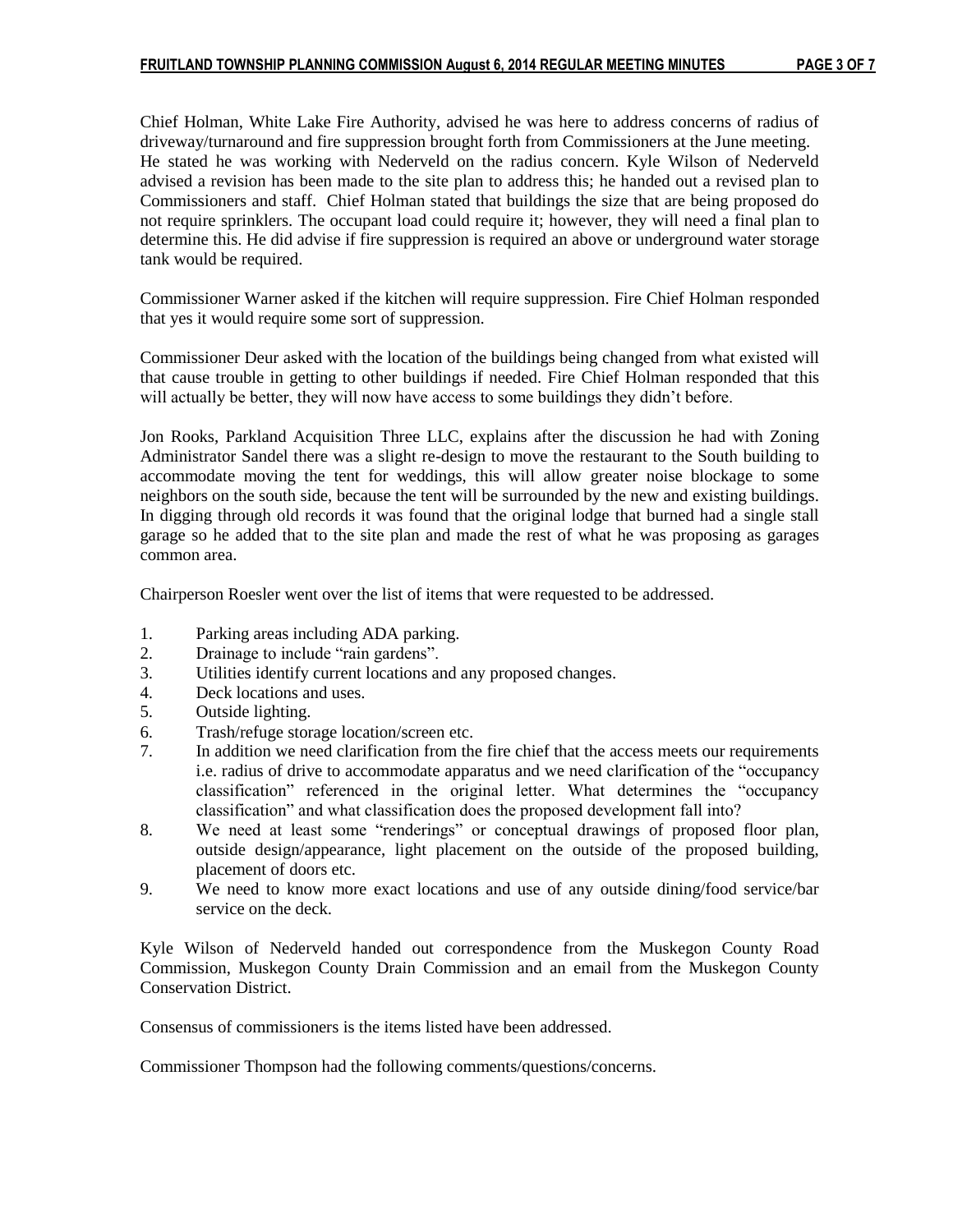Chief Holman, White Lake Fire Authority, advised he was here to address concerns of radius of driveway/turnaround and fire suppression brought forth from Commissioners at the June meeting. He stated he was working with Nederveld on the radius concern. Kyle Wilson of Nederveld advised a revision has been made to the site plan to address this; he handed out a revised plan to Commissioners and staff. Chief Holman stated that buildings the size that are being proposed do not require sprinklers. The occupant load could require it; however, they will need a final plan to determine this. He did advise if fire suppression is required an above or underground water storage tank would be required.

Commissioner Warner asked if the kitchen will require suppression. Fire Chief Holman responded that yes it would require some sort of suppression.

Commissioner Deur asked with the location of the buildings being changed from what existed will that cause trouble in getting to other buildings if needed. Fire Chief Holman responded that this will actually be better, they will now have access to some buildings they didn't before.

Jon Rooks, Parkland Acquisition Three LLC, explains after the discussion he had with Zoning Administrator Sandel there was a slight re-design to move the restaurant to the South building to accommodate moving the tent for weddings, this will allow greater noise blockage to some neighbors on the south side, because the tent will be surrounded by the new and existing buildings. In digging through old records it was found that the original lodge that burned had a single stall garage so he added that to the site plan and made the rest of what he was proposing as garages common area.

Chairperson Roesler went over the list of items that were requested to be addressed.

1. Parking areas including ADA parking.
2. Drainage to include "rain gardens".
3. Utilities identify current locations and any proposed changes.
4. Deck locations and uses.
5. Outside lighting.
6. Trash/refuge storage location/screen etc.
7. In addition we need clarification from the fire chief that the access meets our requirements i.e. radius of drive to accommodate apparatus and we need clarification of the "occupancy classification" referenced in the original letter. What determines the "occupancy classification" and what classification does the proposed development fall into?
8. We need at least some "renderings" or conceptual drawings of proposed floor plan, outside design/appearance, light placement on the outside of the proposed building, placement of doors etc.
9. We need to know more exact locations and use of any outside dining/food service/bar service on the deck.

Kyle Wilson of Nederveld handed out correspondence from the Muskegon County Road Commission, Muskegon County Drain Commission and an email from the Muskegon County Conservation District.

Consensus of commissioners is the items listed have been addressed.

Commissioner Thompson had the following comments/questions/concerns.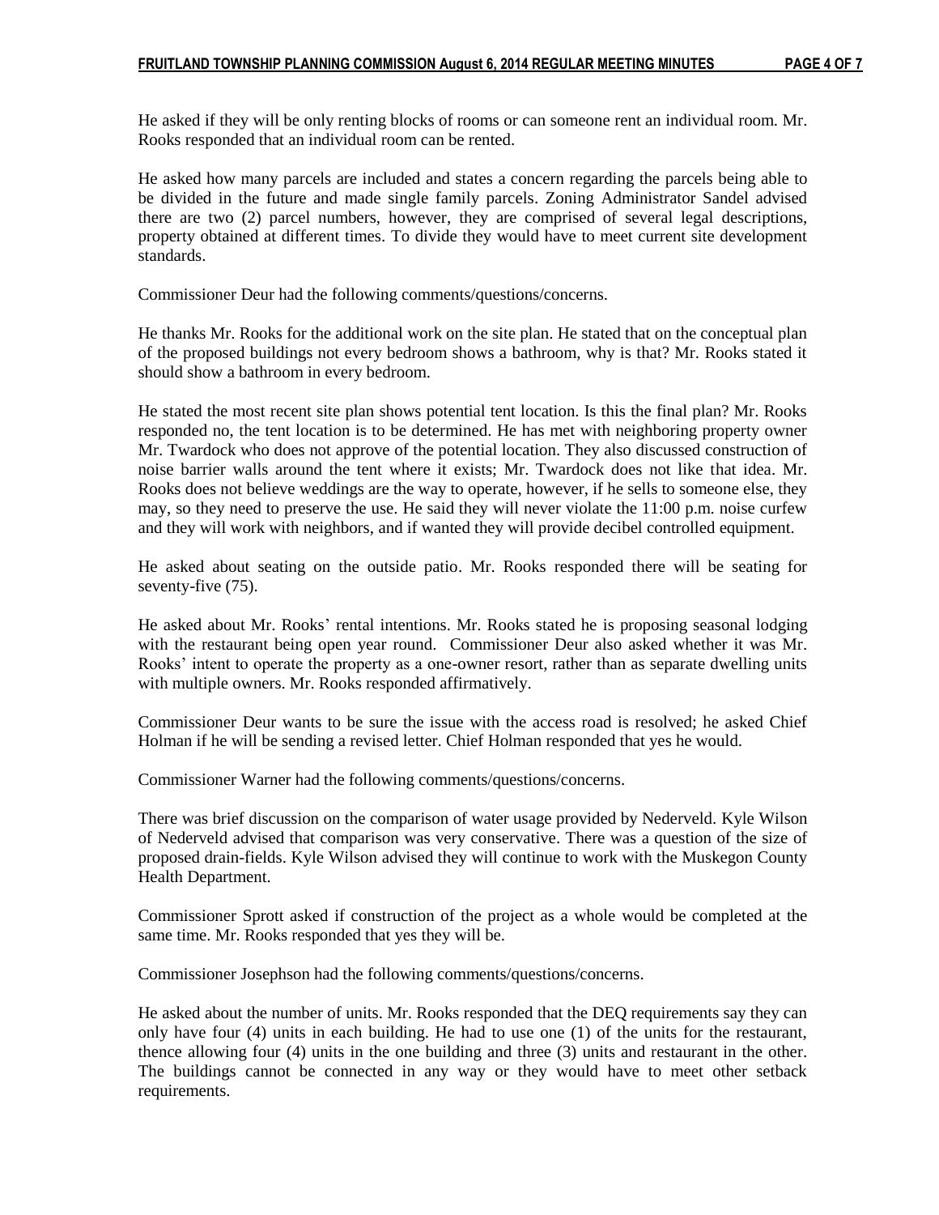He asked if they will be only renting blocks of rooms or can someone rent an individual room. Mr. Rooks responded that an individual room can be rented.

He asked how many parcels are included and states a concern regarding the parcels being able to be divided in the future and made single family parcels. Zoning Administrator Sandel advised there are two (2) parcel numbers, however, they are comprised of several legal descriptions, property obtained at different times. To divide they would have to meet current site development standards.

Commissioner Deur had the following comments/questions/concerns.

He thanks Mr. Rooks for the additional work on the site plan. He stated that on the conceptual plan of the proposed buildings not every bedroom shows a bathroom, why is that? Mr. Rooks stated it should show a bathroom in every bedroom.

He stated the most recent site plan shows potential tent location. Is this the final plan? Mr. Rooks responded no, the tent location is to be determined. He has met with neighboring property owner Mr. Twardock who does not approve of the potential location. They also discussed construction of noise barrier walls around the tent where it exists; Mr. Twardock does not like that idea. Mr. Rooks does not believe weddings are the way to operate, however, if he sells to someone else, they may, so they need to preserve the use. He said they will never violate the 11:00 p.m. noise curfew and they will work with neighbors, and if wanted they will provide decibel controlled equipment.

He asked about seating on the outside patio. Mr. Rooks responded there will be seating for seventy-five (75).

He asked about Mr. Rooks' rental intentions. Mr. Rooks stated he is proposing seasonal lodging with the restaurant being open year round. Commissioner Deur also asked whether it was Mr. Rooks' intent to operate the property as a one-owner resort, rather than as separate dwelling units with multiple owners. Mr. Rooks responded affirmatively.

Commissioner Deur wants to be sure the issue with the access road is resolved; he asked Chief Holman if he will be sending a revised letter. Chief Holman responded that yes he would.

Commissioner Warner had the following comments/questions/concerns.

There was brief discussion on the comparison of water usage provided by Nederveld. Kyle Wilson of Nederveld advised that comparison was very conservative. There was a question of the size of proposed drain-fields. Kyle Wilson advised they will continue to work with the Muskegon County Health Department.

Commissioner Sprott asked if construction of the project as a whole would be completed at the same time. Mr. Rooks responded that yes they will be.

Commissioner Josephson had the following comments/questions/concerns.

He asked about the number of units. Mr. Rooks responded that the DEQ requirements say they can only have four (4) units in each building. He had to use one (1) of the units for the restaurant, thence allowing four (4) units in the one building and three (3) units and restaurant in the other. The buildings cannot be connected in any way or they would have to meet other setback requirements.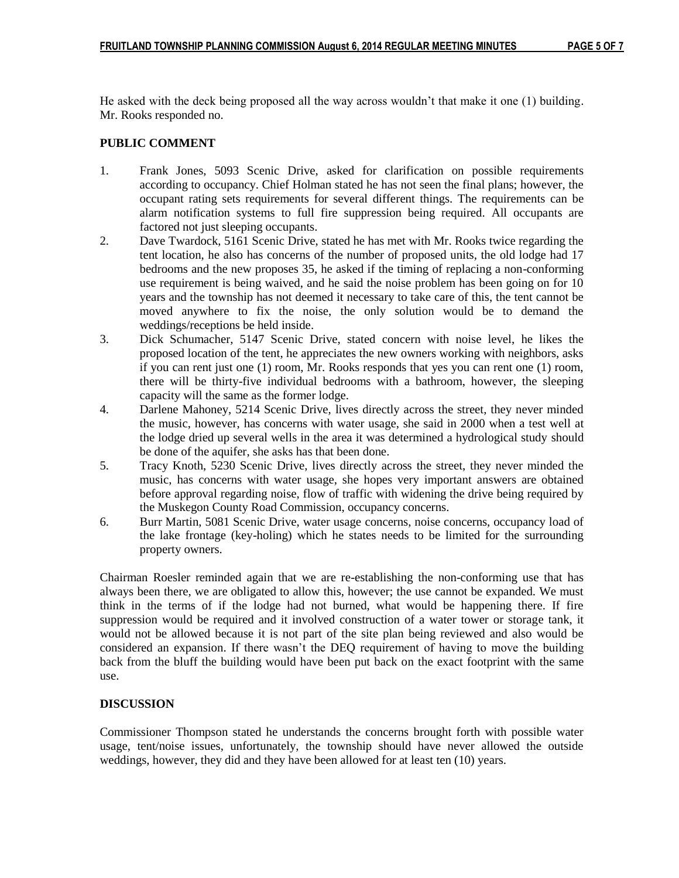He asked with the deck being proposed all the way across wouldn't that make it one (1) building. Mr. Rooks responded no.

## PUBLIC COMMENT

1. Frank Jones, 5093 Scenic Drive, asked for clarification on possible requirements according to occupancy. Chief Holman stated he has not seen the final plans; however, the occupant rating sets requirements for several different things. The requirements can be alarm notification systems to full fire suppression being required. All occupants are factored not just sleeping occupants.
2. Dave Twardock, 5161 Scenic Drive, stated he has met with Mr. Rooks twice regarding the tent location, he also has concerns of the number of proposed units, the old lodge had 17 bedrooms and the new proposes 35, he asked if the timing of replacing a non-conforming use requirement is being waived, and he said the noise problem has been going on for 10 years and the township has not deemed it necessary to take care of this, the tent cannot be moved anywhere to fix the noise, the only solution would be to demand the weddings/receptions be held inside.
3. Dick Schumacher, 5147 Scenic Drive, stated concern with noise level, he likes the proposed location of the tent, he appreciates the new owners working with neighbors, asks if you can rent just one (1) room, Mr. Rooks responds that yes you can rent one (1) room, there will be thirty-five individual bedrooms with a bathroom, however, the sleeping capacity will the same as the former lodge.
4. Darlene Mahoney, 5214 Scenic Drive, lives directly across the street, they never minded the music, however, has concerns with water usage, she said in 2000 when a test well at the lodge dried up several wells in the area it was determined a hydrological study should be done of the aquifer, she asks has that been done.
5. Tracy Knoth, 5230 Scenic Drive, lives directly across the street, they never minded the music, has concerns with water usage, she hopes very important answers are obtained before approval regarding noise, flow of traffic with widening the drive being required by the Muskegon County Road Commission, occupancy concerns.
6. Burr Martin, 5081 Scenic Drive, water usage concerns, noise concerns, occupancy load of the lake frontage (key-holing) which he states needs to be limited for the surrounding property owners.

Chairman Roesler reminded again that we are re-establishing the non-conforming use that has always been there, we are obligated to allow this, however; the use cannot be expanded. We must think in the terms of if the lodge had not burned, what would be happening there. If fire suppression would be required and it involved construction of a water tower or storage tank, it would not be allowed because it is not part of the site plan being reviewed and also would be considered an expansion. If there wasn't the DEQ requirement of having to move the building back from the bluff the building would have been put back on the exact footprint with the same use.

## DISCUSSION

Commissioner Thompson stated he understands the concerns brought forth with possible water usage, tent/noise issues, unfortunately, the township should have never allowed the outside weddings, however, they did and they have been allowed for at least ten (10) years.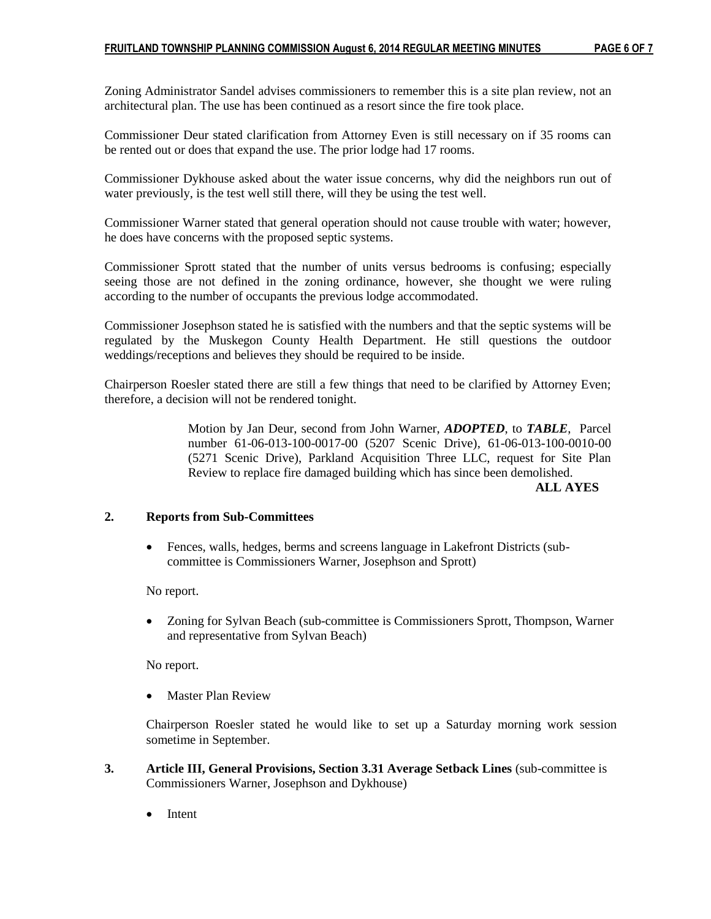Zoning Administrator Sandel advises commissioners to remember this is a site plan review, not an architectural plan. The use has been continued as a resort since the fire took place.

Commissioner Deur stated clarification from Attorney Even is still necessary on if 35 rooms can be rented out or does that expand the use. The prior lodge had 17 rooms.

Commissioner Dykhouse asked about the water issue concerns, why did the neighbors run out of water previously, is the test well still there, will they be using the test well.

Commissioner Warner stated that general operation should not cause trouble with water; however, he does have concerns with the proposed septic systems.

Commissioner Sprott stated that the number of units versus bedrooms is confusing; especially seeing those are not defined in the zoning ordinance, however, she thought we were ruling according to the number of occupants the previous lodge accommodated.

Commissioner Josephson stated he is satisfied with the numbers and that the septic systems will be regulated by the Muskegon County Health Department. He still questions the outdoor weddings/receptions and believes they should be required to be inside.

Chairperson Roesler stated there are still a few things that need to be clarified by Attorney Even; therefore, a decision will not be rendered tonight.

> Motion by Jan Deur, second from John Warner, ***ADOPTED***, to ***TABLE***, Parcel number 61-06-013-100-0017-00 (5207 Scenic Drive), 61-06-013-100-0010-00 (5271 Scenic Drive), Parkland Acquisition Three LLC, request for Site Plan Review to replace fire damaged building which has since been demolished.
>
> **ALL AYES**

**2. Reports from Sub-Committees**

- Fences, walls, hedges, berms and screens language in Lakefront Districts (sub-committee is Commissioners Warner, Josephson and Sprott)

No report.

- Zoning for Sylvan Beach (sub-committee is Commissioners Sprott, Thompson, Warner and representative from Sylvan Beach)

No report.

- Master Plan Review

Chairperson Roesler stated he would like to set up a Saturday morning work session sometime in September.

**3. Article III, General Provisions, Section 3.31 Average Setback Lines** (sub-committee is Commissioners Warner, Josephson and Dykhouse)

- Intent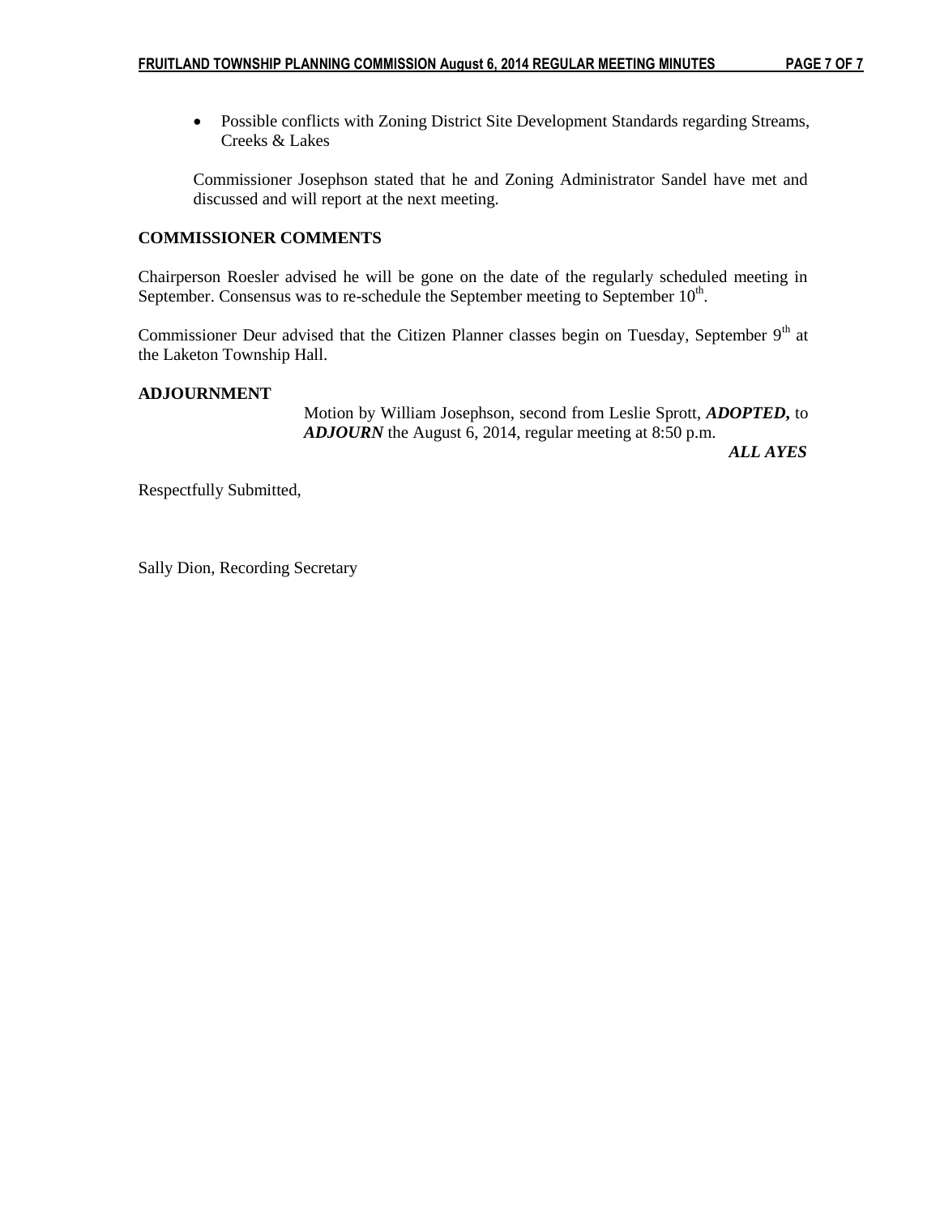- Possible conflicts with Zoning District Site Development Standards regarding Streams, Creeks & Lakes

Commissioner Josephson stated that he and Zoning Administrator Sandel have met and discussed and will report at the next meeting.

**COMMISSIONER COMMENTS**

Chairperson Roesler advised he will be gone on the date of the regularly scheduled meeting in September. Consensus was to re-schedule the September meeting to September 10th.

Commissioner Deur advised that the Citizen Planner classes begin on Tuesday, September 9th at the Laketon Township Hall.

**ADJOURNMENT**

Motion by William Josephson, second from Leslie Sprott, ***ADOPTED,*** to ***ADJOURN*** the August 6, 2014, regular meeting at 8:50 p.m.

***ALL AYES***

Respectfully Submitted,

Sally Dion, Recording Secretary